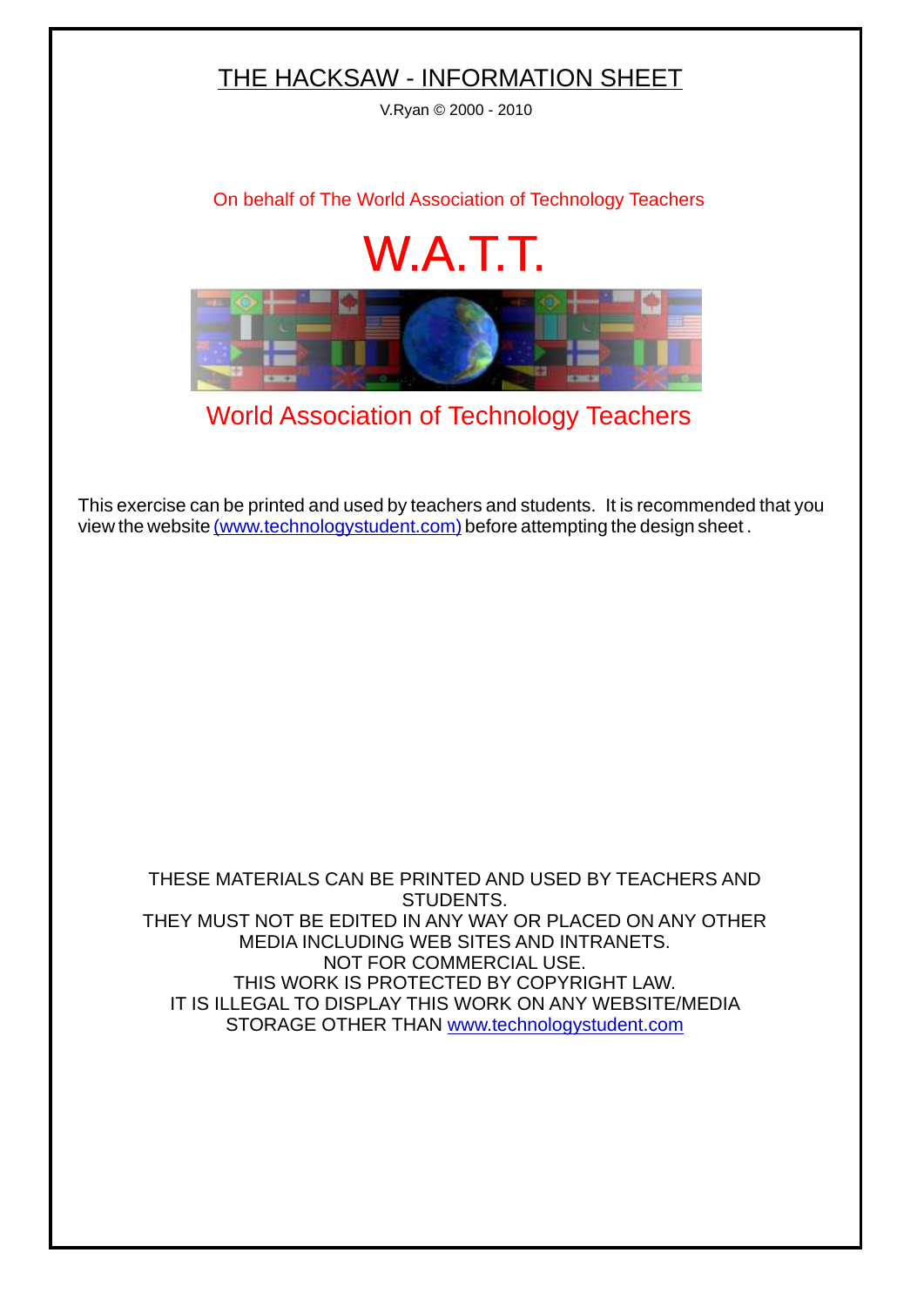# THE HACKSAW - INFORMATION SHEET

V.Ryan © 2000 - 2010

On behalf of The World Association of Technology Teachers

## W.A.T.T.

World Association of Technology Teachers

This exercise can be printed and used by teachers and students. It is recommended that you view the website (www.technologystudent.com) before attempting the design sheet .

THESE MATERIALS CAN BE PRINTED AND USED BY TEACHERS AND STUDENTS.
THEY MUST NOT BE EDITED IN ANY WAY OR PLACED ON ANY OTHER MEDIA INCLUDING WEB SITES AND INTRANETS.
NOT FOR COMMERCIAL USE.
THIS WORK IS PROTECTED BY COPYRIGHT LAW.
IT IS ILLEGAL TO DISPLAY THIS WORK ON ANY WEBSITE/MEDIA STORAGE OTHER THAN www.technologystudent.com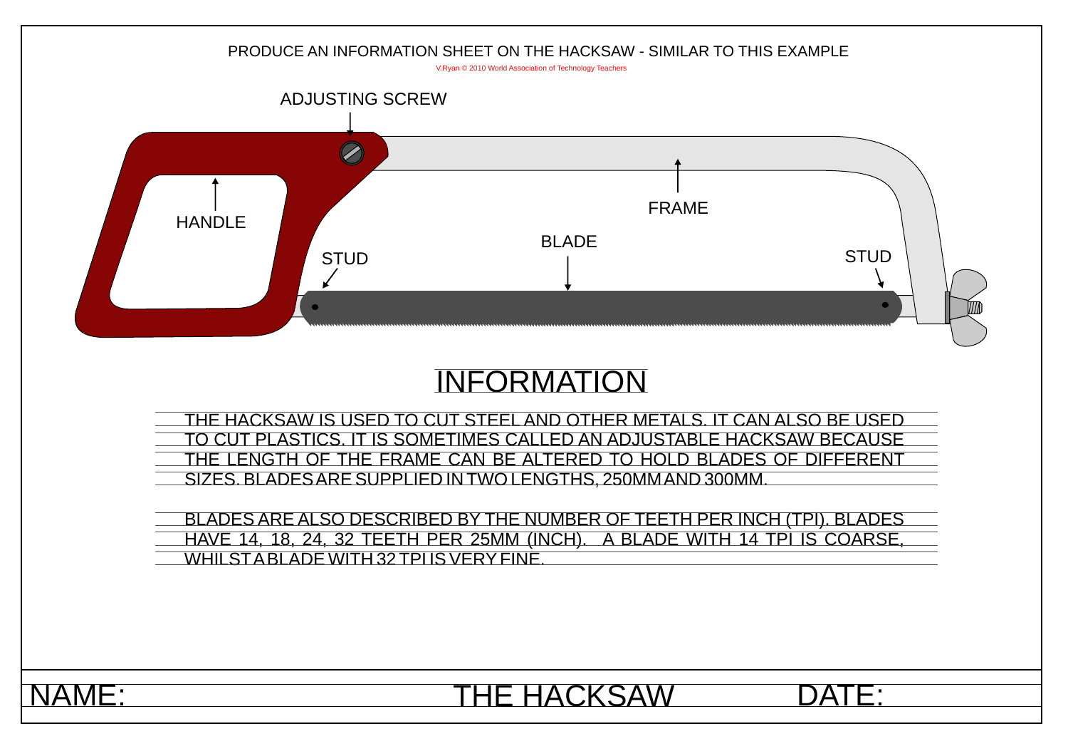PRODUCE AN INFORMATION SHEET ON THE HACKSAW - SIMILAR TO THIS EXAMPLE

V.Ryan © 2010 World Association of Technology Teachers

ADJUSTING SCREW

HANDLE

FRAME

BLADE

STUD

STUD

## INFORMATION

THE HACKSAW IS USED TO CUT STEEL AND OTHER METALS. IT CAN ALSO BE USED TO CUT PLASTICS. IT IS SOMETIMES CALLED AN ADJUSTABLE HACKSAW BECAUSE THE LENGTH OF THE FRAME CAN BE ALTERED TO HOLD BLADES OF DIFFERENT SIZES. BLADES ARE SUPPLIED IN TWO LENGTHS, 250MM AND 300MM.

BLADES ARE ALSO DESCRIBED BY THE NUMBER OF TEETH PER INCH (TPI). BLADES HAVE 14, 18, 24, 32 TEETH PER 25MM (INCH). A BLADE WITH 14 TPI IS COARSE, WHILST A BLADE WITH 32 TPI IS VERY FINE.

NAME: THE HACKSAW DATE: